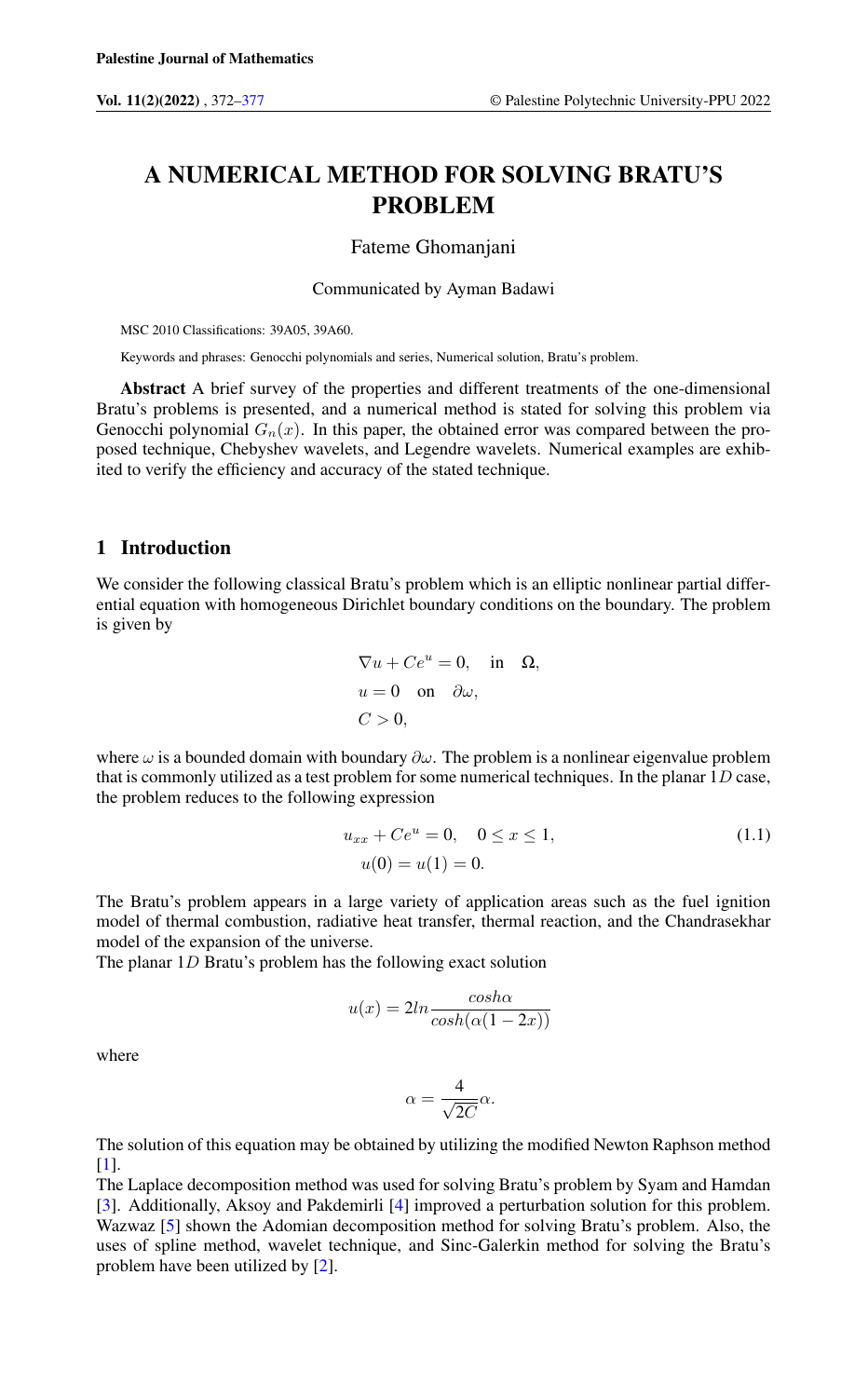# A NUMERICAL METHOD FOR SOLVING BRATU'S PROBLEM

Fateme Ghomanjani

Communicated by Ayman Badawi

MSC 2010 Classifications: 39A05, 39A60.

Keywords and phrases: Genocchi polynomials and series, Numerical solution, Bratu's problem.

**Abstract** A brief survey of the properties and different treatments of the one-dimensional Bratu's problems is presented, and a numerical method is stated for solving this problem via Genocchi polynomial $G_n(x)$. In this paper, the obtained error was compared between the proposed technique, Chebyshev wavelets, and Legendre wavelets. Numerical examples are exhibited to verify the efficiency and accuracy of the stated technique.

## 1 Introduction

We consider the following classical Bratu's problem which is an elliptic nonlinear partial differential equation with homogeneous Dirichlet boundary conditions on the boundary. The problem is given by

$$
\begin{aligned}
&\nabla u + Ce^u = 0, \quad \text{in} \quad \Omega,\\
&u = 0 \quad \text{on} \quad \partial\omega,\\
&C > 0,
\end{aligned}
$$

where $\omega$ is a bounded domain with boundary $\partial\omega$. The problem is a nonlinear eigenvalue problem that is commonly utilized as a test problem for some numerical techniques. In the planar $1D$ case, the problem reduces to the following expression

$$
\begin{aligned}
u_{xx} + Ce^u = 0, \quad 0 \leq x \leq 1,\\
u(0) = u(1) = 0.
\end{aligned}
\tag{1.1}
$$

The Bratu's problem appears in a large variety of application areas such as the fuel ignition model of thermal combustion, radiative heat transfer, thermal reaction, and the Chandrasekhar model of the expansion of the universe.

The planar $1D$ Bratu's problem has the following exact solution

$$
u(x) = 2ln\frac{cosh\alpha}{cosh(\alpha(1-2x))}
$$

where

$$
\alpha = \frac{4}{\sqrt{2C}}\alpha.
$$

The solution of this equation may be obtained by utilizing the modified Newton Raphson method [1].

The Laplace decomposition method was used for solving Bratu's problem by Syam and Hamdan [3]. Additionally, Aksoy and Pakdemirli [4] improved a perturbation solution for this problem. Wazwaz [5] shown the Adomian decomposition method for solving Bratu's problem. Also, the uses of spline method, wavelet technique, and Sinc-Galerkin method for solving the Bratu's problem have been utilized by [2].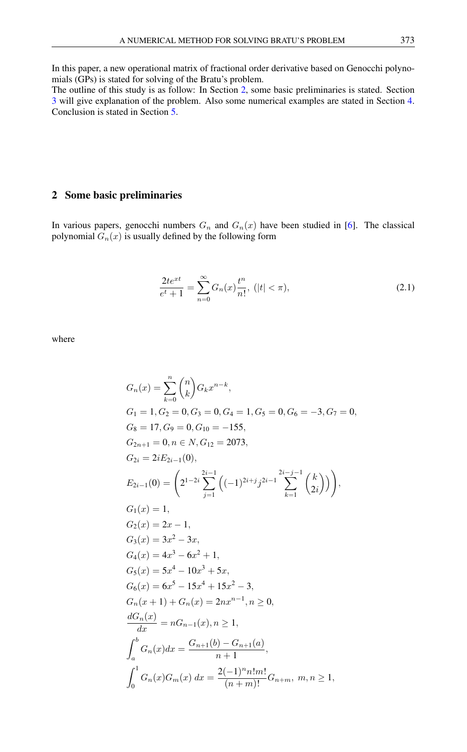In this paper, a new operational matrix of fractional order derivative based on Genocchi polynomials (GPs) is stated for solving of the Bratu's problem.
The outline of this study is as follow: In Section 2, some basic preliminaries is stated. Section 3 will give explanation of the problem. Also some numerical examples are stated in Section 4. Conclusion is stated in Section 5.

## 2 Some basic preliminaries

In various papers, genocchi numbers $G_n$ and $G_n(x)$ have been studied in [6]. The classical polynomial $G_n(x)$ is usually defined by the following form

$$\frac{2te^{xt}}{e^t+1} = \sum_{n=0}^{\infty} G_n(x)\frac{t^n}{n!},\ (|t|<\pi), \tag{2.1}$$

where

$$
\begin{aligned}
&G_n(x) = \sum_{k=0}^{n} \binom{n}{k} G_k x^{n-k},\\
&G_1 = 1, G_2 = 0, G_3 = 0, G_4 = 1, G_5 = 0, G_6 = -3, G_7 = 0,\\
&G_8 = 17, G_9 = 0, G_{10} = -155,\\
&G_{2n+1} = 0, n \in N, G_{12} = 2073,\\
&G_{2i} = 2iE_{2i-1}(0),\\
&E_{2i-1}(0) = \left(2^{1-2i}\sum_{j=1}^{2i-1}\left((-1)^{2i+j} j^{2i-1}\sum_{k=1}^{2i-j-1}\binom{k}{2i}\right)\right),\\
&G_1(x) = 1,\\
&G_2(x) = 2x-1,\\
&G_3(x) = 3x^2-3x,\\
&G_4(x) = 4x^3-6x^2+1,\\
&G_5(x) = 5x^4-10x^3+5x,\\
&G_6(x) = 6x^5-15x^4+15x^2-3,\\
&G_n(x+1)+G_n(x) = 2nx^{n-1}, n \geq 0,\\
&\frac{dG_n(x)}{dx} = nG_{n-1}(x), n \geq 1,\\
&\int_a^b G_n(x)dx = \frac{G_{n+1}(b)-G_{n+1}(a)}{n+1},\\
&\int_0^1 G_n(x)G_m(x)\,dx = \frac{2(-1)^n n!m!}{(n+m)!}G_{n+m},\ m,n \geq 1,
\end{aligned}
$$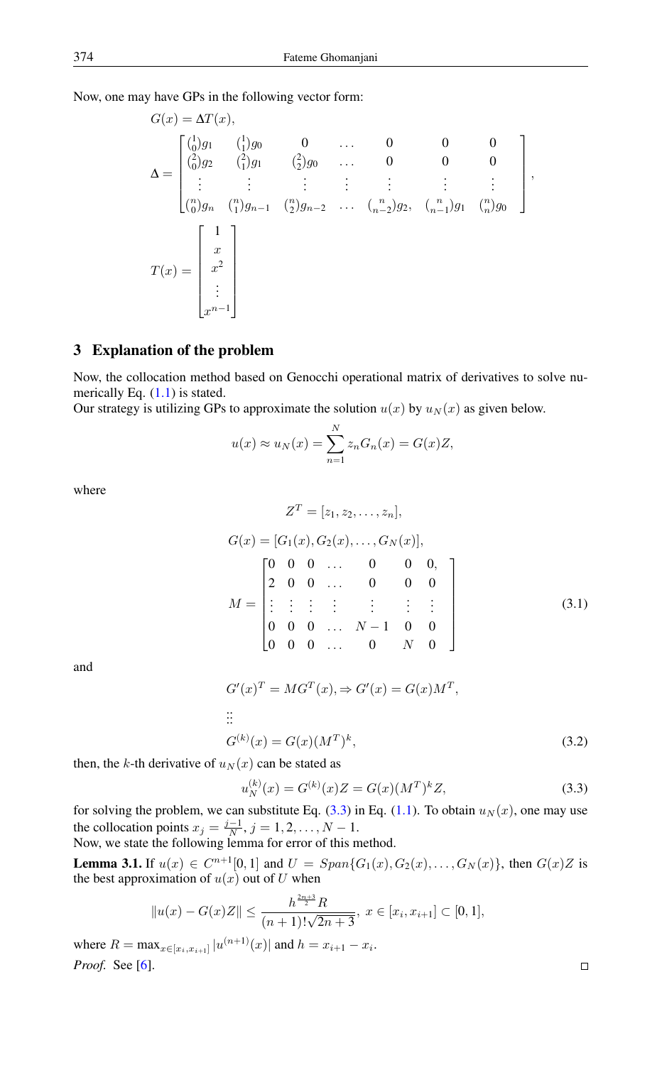Now, one may have GPs in the following vector form:

$$
\begin{aligned}
G(x) &= \Delta T(x),\\
\Delta &= \begin{bmatrix}
\binom{1}{0}g_1 & \binom{1}{1}g_0 & 0 & \dots & 0 & 0 & 0\\
\binom{2}{0}g_2 & \binom{2}{1}g_1 & \binom{2}{2}g_0 & \dots & 0 & 0 & 0\\
\vdots & \vdots & \vdots & \vdots & \vdots & \vdots & \vdots\\
\binom{n}{0}g_n & \binom{n}{1}g_{n-1} & \binom{n}{2}g_{n-2} & \dots & \binom{n}{n-2}g_2, & \binom{n}{n-1}g_1 & \binom{n}{n}g_0
\end{bmatrix},\\
T(x) &= \begin{bmatrix} 1\\ x\\ x^2\\ \vdots\\ x^{n-1}\end{bmatrix}
\end{aligned}
$$

## 3 Explanation of the problem

Now, the collocation method based on Genocchi operational matrix of derivatives to solve numerically Eq. (1.1) is stated.
Our strategy is utilizing GPs to approximate the solution $u(x)$ by $u_N(x)$ as given below.

$$
u(x) \approx u_N(x) = \sum_{n=1}^{N} z_n G_n(x) = G(x)Z,
$$

where

$$
\begin{aligned}
Z^T &= [z_1, z_2, \dots, z_n],\\
G(x) &= [G_1(x), G_2(x), \dots, G_N(x)],\\
M &= \begin{bmatrix}
0 & 0 & 0 & \dots & 0 & 0 & 0,\\
2 & 0 & 0 & \dots & 0 & 0 & 0\\
\vdots & \vdots & \vdots & \vdots & \vdots & \vdots & \vdots\\
0 & 0 & 0 & \dots & N-1 & 0 & 0\\
0 & 0 & 0 & \dots & 0 & N & 0
\end{bmatrix}
\end{aligned}
\tag{3.1}
$$

and

$$
\begin{aligned}
G'(x)^T &= MG^T(x), \Rightarrow G'(x) = G(x)M^T,\\
&\vdots\\
G^{(k)}(x) &= G(x)(M^T)^k,
\end{aligned}
\tag{3.2}
$$

then, the $k$-th derivative of $u_N(x)$ can be stated as

$$
u_N^{(k)}(x) = G^{(k)}(x)Z = G(x)(M^T)^k Z,
\tag{3.3}
$$

for solving the problem, we can substitute Eq. (3.3) in Eq. (1.1). To obtain $u_N(x)$, one may use the collocation points $x_j = \frac{j-1}{N}$, $j = 1, 2, \dots, N-1$.
Now, we state the following lemma for error of this method.

**Lemma 3.1.** If $u(x) \in C^{n+1}[0,1]$ and $U = Span\{G_1(x), G_2(x), \dots, G_N(x)\}$, then $G(x)Z$ is the best approximation of $u(x)$ out of $U$ when

$$
\|u(x) - G(x)Z\| \le \frac{h^{\frac{2n+3}{2}} R}{(n+1)!\sqrt{2n+3}},\ x \in [x_i, x_{i+1}] \subset [0,1],
$$

where $R = \max_{x \in [x_i, x_{i+1}]} |u^{(n+1)}(x)|$ and $h = x_{i+1} - x_i$.

*Proof.* See [6]. ∎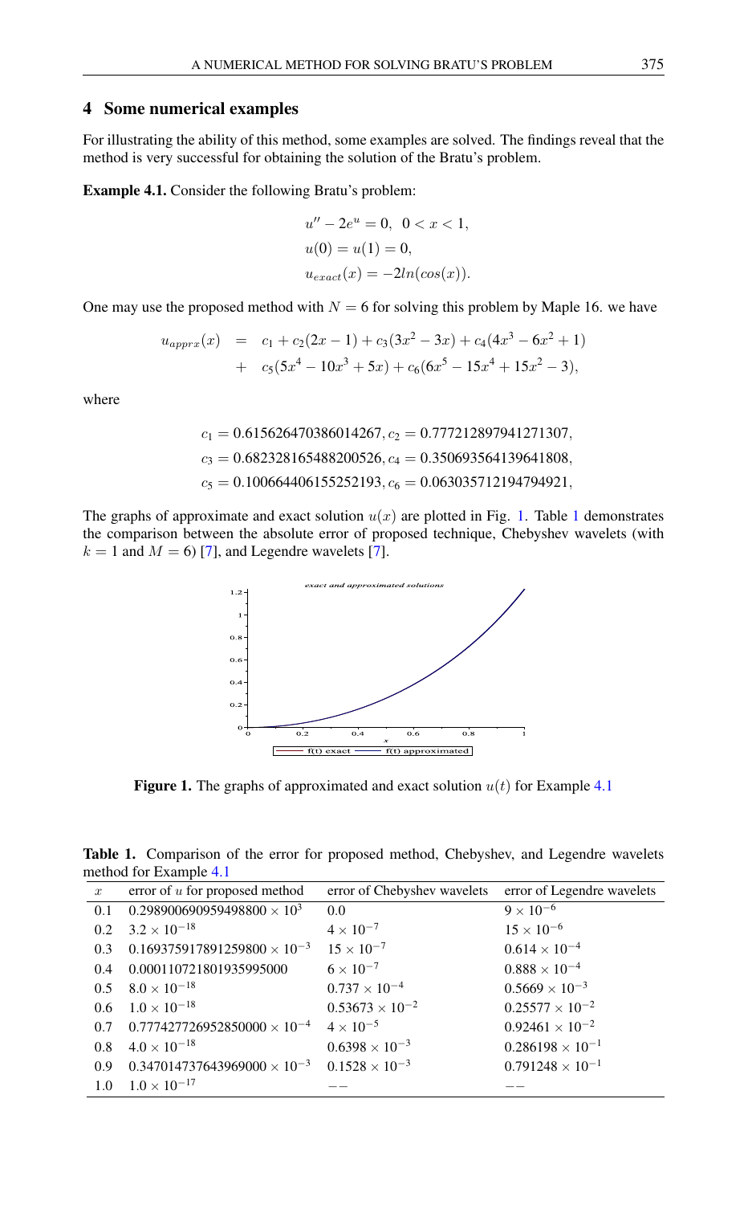## 4 Some numerical examples

For illustrating the ability of this method, some examples are solved. The findings reveal that the method is very successful for obtaining the solution of the Bratu's problem.

**Example 4.1.** Consider the following Bratu's problem:

$$
\begin{aligned}
&u'' - 2e^{u} = 0, \;\; 0 < x < 1, \\
&u(0) = u(1) = 0, \\
&u_{exact}(x) = -2ln(cos(x)).
\end{aligned}
$$

One may use the proposed method with $N = 6$ for solving this problem by Maple 16. we have

$$
\begin{aligned}
u_{apprx}(x) \;&=\; c_1 + c_2(2x-1) + c_3(3x^2-3x) + c_4(4x^3-6x^2+1) \\
&+\; c_5(5x^4-10x^3+5x) + c_6(6x^5-15x^4+15x^2-3),
\end{aligned}
$$

where

$$
\begin{aligned}
&c_1 = 0.615626470386014267, c_2 = 0.777212897941271307, \\
&c_3 = 0.682328165488200526, c_4 = 0.350693564139641808, \\
&c_5 = 0.100664406155252193, c_6 = 0.063035712194794921,
\end{aligned}
$$

The graphs of approximate and exact solution $u(x)$ are plotted in Fig. 1. Table 1 demonstrates the comparison between the absolute error of proposed technique, Chebyshev wavelets (with $k = 1$ and $M = 6$) [7], and Legendre wavelets [7].

**Figure 1.** The graphs of approximated and exact solution $u(t)$ for Example 4.1

**Table 1.** Comparison of the error for proposed method, Chebyshev, and Legendre wavelets method for Example 4.1

| $x$ | error of $u$ for proposed method | error of Chebyshev wavelets | error of Legendre wavelets |
|---|---|---|---|
| 0.1 | $0.298900690959498800 \times 10^{3}$ | 0.0 | $9 \times 10^{-6}$ |
| 0.2 | $3.2 \times 10^{-18}$ | $4 \times 10^{-7}$ | $15 \times 10^{-6}$ |
| 0.3 | $0.169375917891259800 \times 10^{-3}$ | $15 \times 10^{-7}$ | $0.614 \times 10^{-4}$ |
| 0.4 | 0.000110721801935995000 | $6 \times 10^{-7}$ | $0.888 \times 10^{-4}$ |
| 0.5 | $8.0 \times 10^{-18}$ | $0.737 \times 10^{-4}$ | $0.5669 \times 10^{-3}$ |
| 0.6 | $1.0 \times 10^{-18}$ | $0.53673 \times 10^{-2}$ | $0.25577 \times 10^{-2}$ |
| 0.7 | $0.777427726952850000 \times 10^{-4}$ | $4 \times 10^{-5}$ | $0.92461 \times 10^{-2}$ |
| 0.8 | $4.0 \times 10^{-18}$ | $0.6398 \times 10^{-3}$ | $0.286198 \times 10^{-1}$ |
| 0.9 | $0.347014737643969000 \times 10^{-3}$ | $0.1528 \times 10^{-3}$ | $0.791248 \times 10^{-1}$ |
| 1.0 | $1.0 \times 10^{-17}$ | $--$ | $--$ |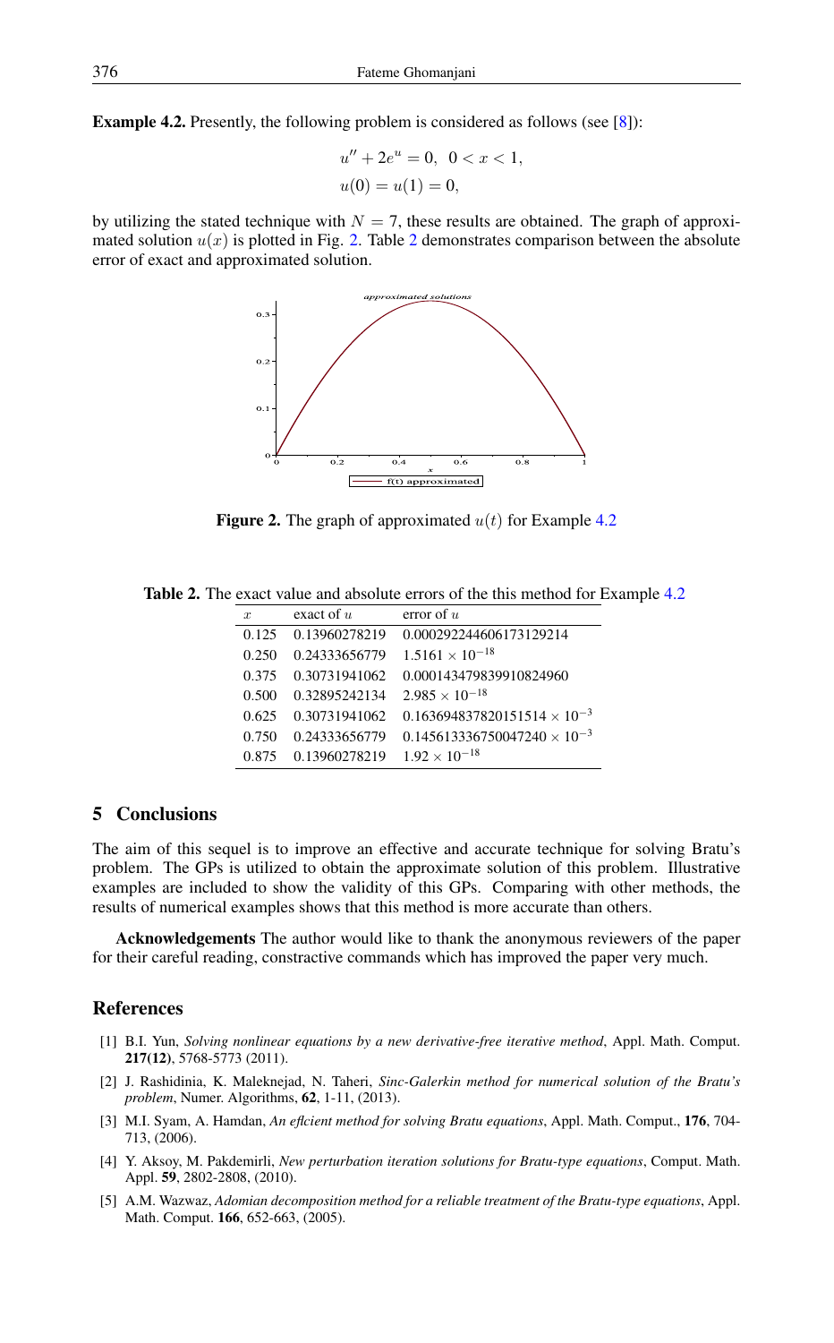**Example 4.2.** Presently, the following problem is considered as follows (see [8]):

$$u'' + 2e^u = 0, \;\; 0 < x < 1,$$
$$u(0) = u(1) = 0,$$

by utilizing the stated technique with $N = 7$, these results are obtained. The graph of approximated solution $u(x)$ is plotted in Fig. 2. Table 2 demonstrates comparison between the absolute error of exact and approximated solution.

**Figure 2.** The graph of approximated $u(t)$ for Example 4.2

**Table 2.** The exact value and absolute errors of the this method for Example 4.2

| $x$ | exact of $u$ | error of $u$ |
|---|---|---|
| 0.125 | 0.13960278219 | 0.000292244606173129214 |
| 0.250 | 0.24333656779 | $1.5161 \times 10^{-18}$ |
| 0.375 | 0.30731941062 | 0.000143479839910824960 |
| 0.500 | 0.32895242134 | $2.985 \times 10^{-18}$ |
| 0.625 | 0.30731941062 | $0.163694837820151514 \times 10^{-3}$ |
| 0.750 | 0.24333656779 | $0.145613336750047240 \times 10^{-3}$ |
| 0.875 | 0.13960278219 | $1.92 \times 10^{-18}$ |

## 5 Conclusions

The aim of this sequel is to improve an effective and accurate technique for solving Bratu's problem. The GPs is utilized to obtain the approximate solution of this problem. Illustrative examples are included to show the validity of this GPs. Comparing with other methods, the results of numerical examples shows that this method is more accurate than others.

**Acknowledgements** The author would like to thank the anonymous reviewers of the paper for their careful reading, constractive commands which has improved the paper very much.

## References

[1] B.I. Yun, *Solving nonlinear equations by a new derivative-free iterative method*, Appl. Math. Comput. **217(12)**, 5768-5773 (2011).

[2] J. Rashidinia, K. Maleknejad, N. Taheri, *Sinc-Galerkin method for numerical solution of the Bratu's problem*, Numer. Algorithms, **62**, 1-11, (2013).

[3] M.I. Syam, A. Hamdan, *An efIcient method for solving Bratu equations*, Appl. Math. Comput., **176**, 704-713, (2006).

[4] Y. Aksoy, M. Pakdemirli, *New perturbation iteration solutions for Bratu-type equations*, Comput. Math. Appl. **59**, 2802-2808, (2010).

[5] A.M. Wazwaz, *Adomian decomposition method for a reliable treatment of the Bratu-type equations*, Appl. Math. Comput. **166**, 652-663, (2005).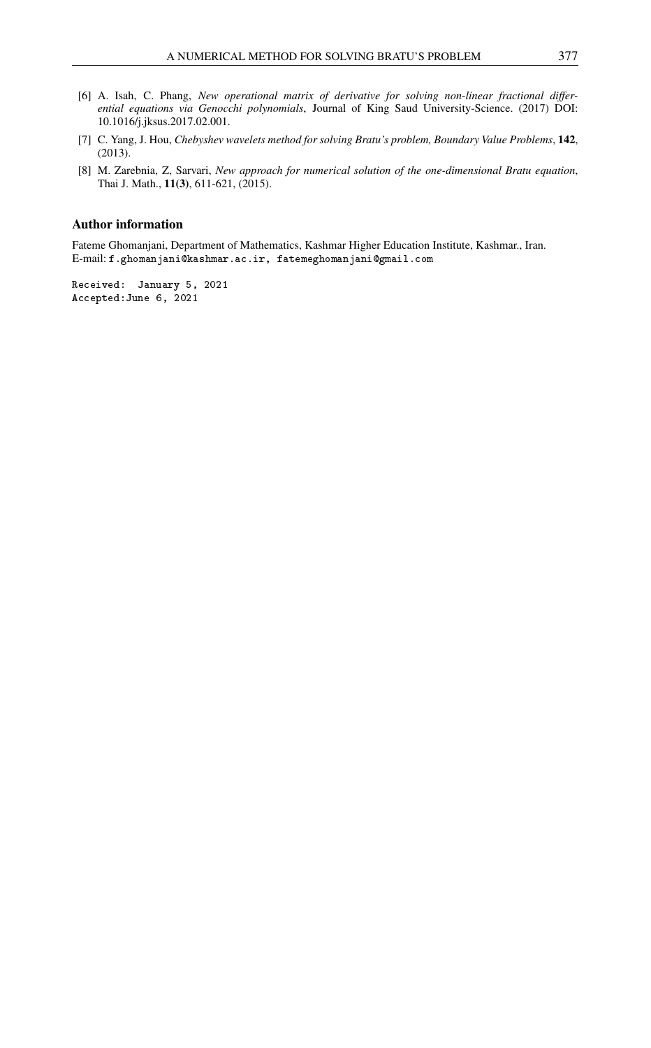[6] A. Isah, C. Phang, *New operational matrix of derivative for solving non-linear fractional differential equations via Genocchi polynomials*, Journal of King Saud University-Science. (2017) DOI: 10.1016/j.jksus.2017.02.001.

[7] C. Yang, J. Hou, *Chebyshev wavelets method for solving Bratu's problem, Boundary Value Problems*, **142**, (2013).

[8] M. Zarebnia, Z, Sarvari, *New approach for numerical solution of the one-dimensional Bratu equation*, Thai J. Math., **11(3)**, 611-621, (2015).

### Author information

Fateme Ghomanjani, Department of Mathematics, Kashmar Higher Education Institute, Kashmar., Iran.
E-mail: `f.ghomanjani@kashmar.ac.ir, fatemeghomanjani@gmail.com`

```
Received:  January 5, 2021
Accepted:June 6, 2021
```